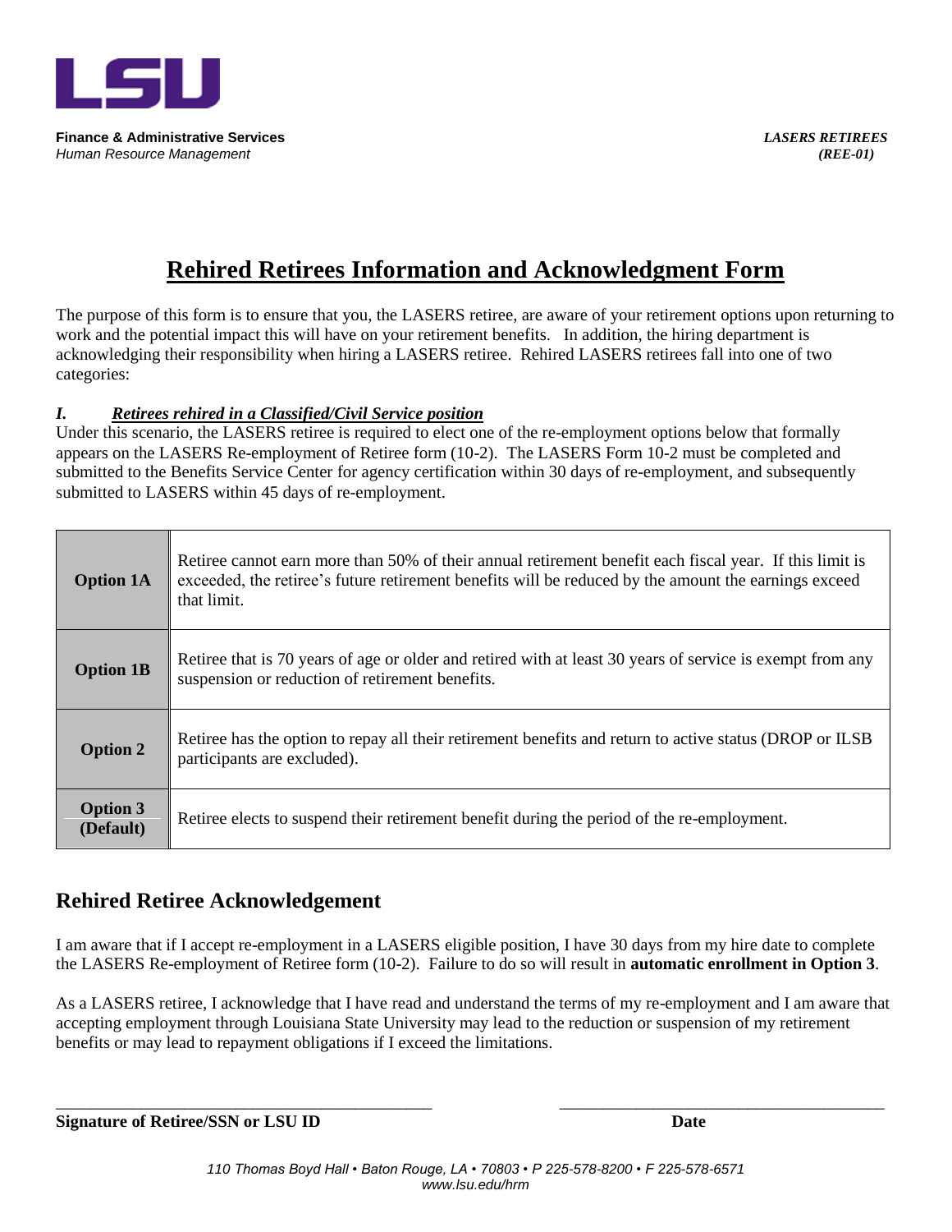**Finance & Administrative Services**
*Human Resource Management*

***LASERS RETIREES***
***(REE-01)***

# Rehired Retirees Information and Acknowledgment Form

The purpose of this form is to ensure that you, the LASERS retiree, are aware of your retirement options upon returning to work and the potential impact this will have on your retirement benefits. In addition, the hiring department is acknowledging their responsibility when hiring a LASERS retiree. Rehired LASERS retirees fall into one of two categories:

### *I. Retirees rehired in a Classified/Civil Service position*

Under this scenario, the LASERS retiree is required to elect one of the re-employment options below that formally appears on the LASERS Re-employment of Retiree form (10-2). The LASERS Form 10-2 must be completed and submitted to the Benefits Service Center for agency certification within 30 days of re-employment, and subsequently submitted to LASERS within 45 days of re-employment.

| Option | Description |
|---|---|
| **Option 1A** | Retiree cannot earn more than 50% of their annual retirement benefit each fiscal year. If this limit is exceeded, the retiree's future retirement benefits will be reduced by the amount the earnings exceed that limit. |
| **Option 1B** | Retiree that is 70 years of age or older and retired with at least 30 years of service is exempt from any suspension or reduction of retirement benefits. |
| **Option 2** | Retiree has the option to repay all their retirement benefits and return to active status (DROP or ILSB participants are excluded). |
| **Option 3 (Default)** | Retiree elects to suspend their retirement benefit during the period of the re-employment. |

## Rehired Retiree Acknowledgement

I am aware that if I accept re-employment in a LASERS eligible position, I have 30 days from my hire date to complete the LASERS Re-employment of Retiree form (10-2). Failure to do so will result in **automatic enrollment in Option 3**.

As a LASERS retiree, I acknowledge that I have read and understand the terms of my re-employment and I am aware that accepting employment through Louisiana State University may lead to the reduction or suspension of my retirement benefits or may lead to repayment obligations if I exceed the limitations.

_______________________________________________ _________________________________________

**Signature of Retiree/SSN or LSU ID** **Date**

*110 Thomas Boyd Hall • Baton Rouge, LA • 70803 • P 225-578-8200 • F 225-578-6571*
*www.lsu.edu/hrm*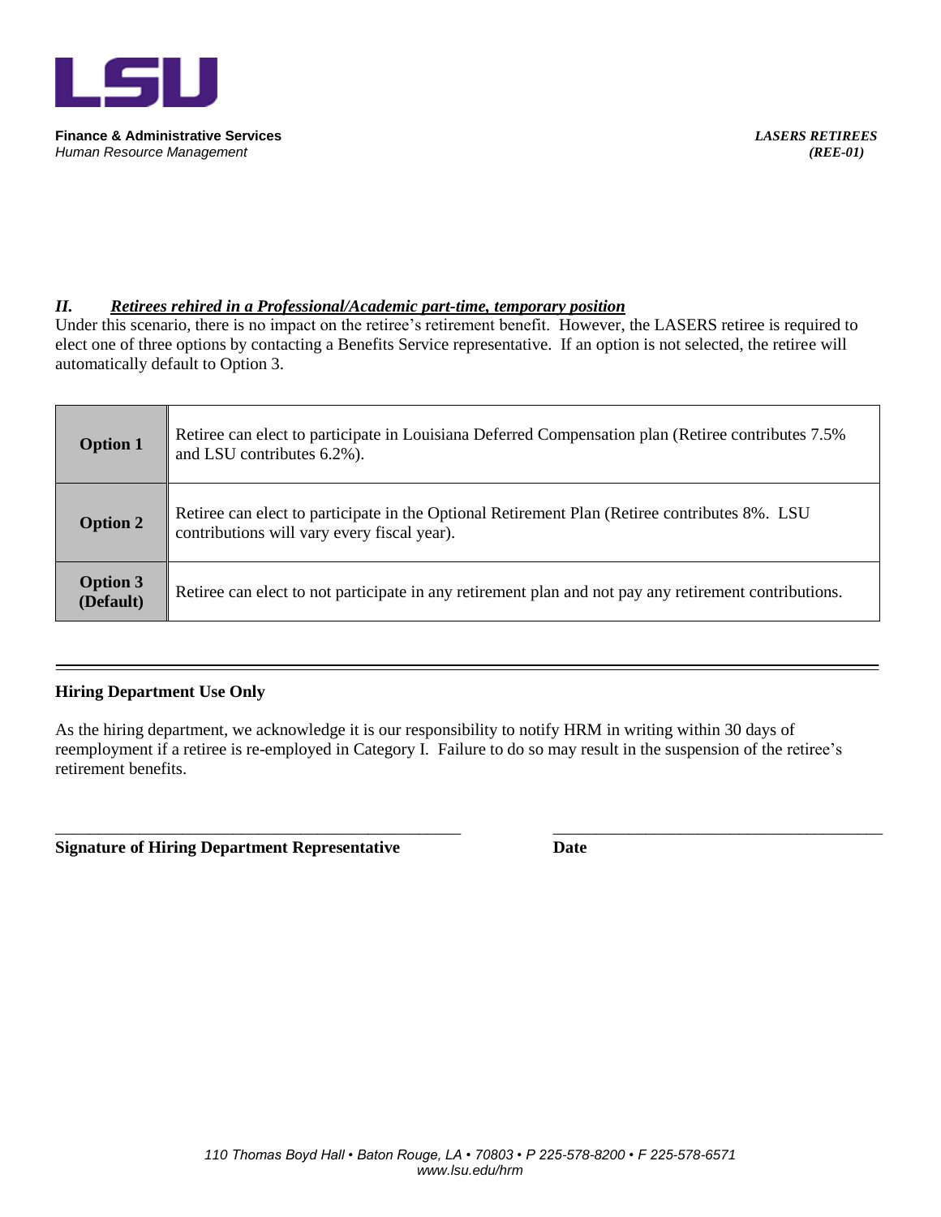### *II. Retirees rehired in a Professional/Academic part-time, temporary position*

Under this scenario, there is no impact on the retiree's retirement benefit. However, the LASERS retiree is required to elect one of three options by contacting a Benefits Service representative. If an option is not selected, the retiree will automatically default to Option 3.

| | |
|---|---|
| **Option 1** | Retiree can elect to participate in Louisiana Deferred Compensation plan (Retiree contributes 7.5% and LSU contributes 6.2%). |
| **Option 2** | Retiree can elect to participate in the Optional Retirement Plan (Retiree contributes 8%. LSU contributions will vary every fiscal year). |
| **Option 3 (Default)** | Retiree can elect to not participate in any retirement plan and not pay any retirement contributions. |

---

**Hiring Department Use Only**

As the hiring department, we acknowledge it is our responsibility to notify HRM in writing within 30 days of reemployment if a retiree is re-employed in Category I. Failure to do so may result in the suspension of the retiree's retirement benefits.

\_\_\_\_\_\_\_\_\_\_\_\_\_\_\_\_\_\_\_\_\_\_\_\_\_\_\_\_\_\_\_\_\_\_\_\_\_\_\_\_\_\_\_\_ \_\_\_\_\_\_\_\_\_\_\_\_\_\_\_\_\_\_\_\_\_\_\_\_\_\_\_\_\_\_\_\_\_\_\_\_\_\_

**Signature of Hiring Department Representative** **Date**